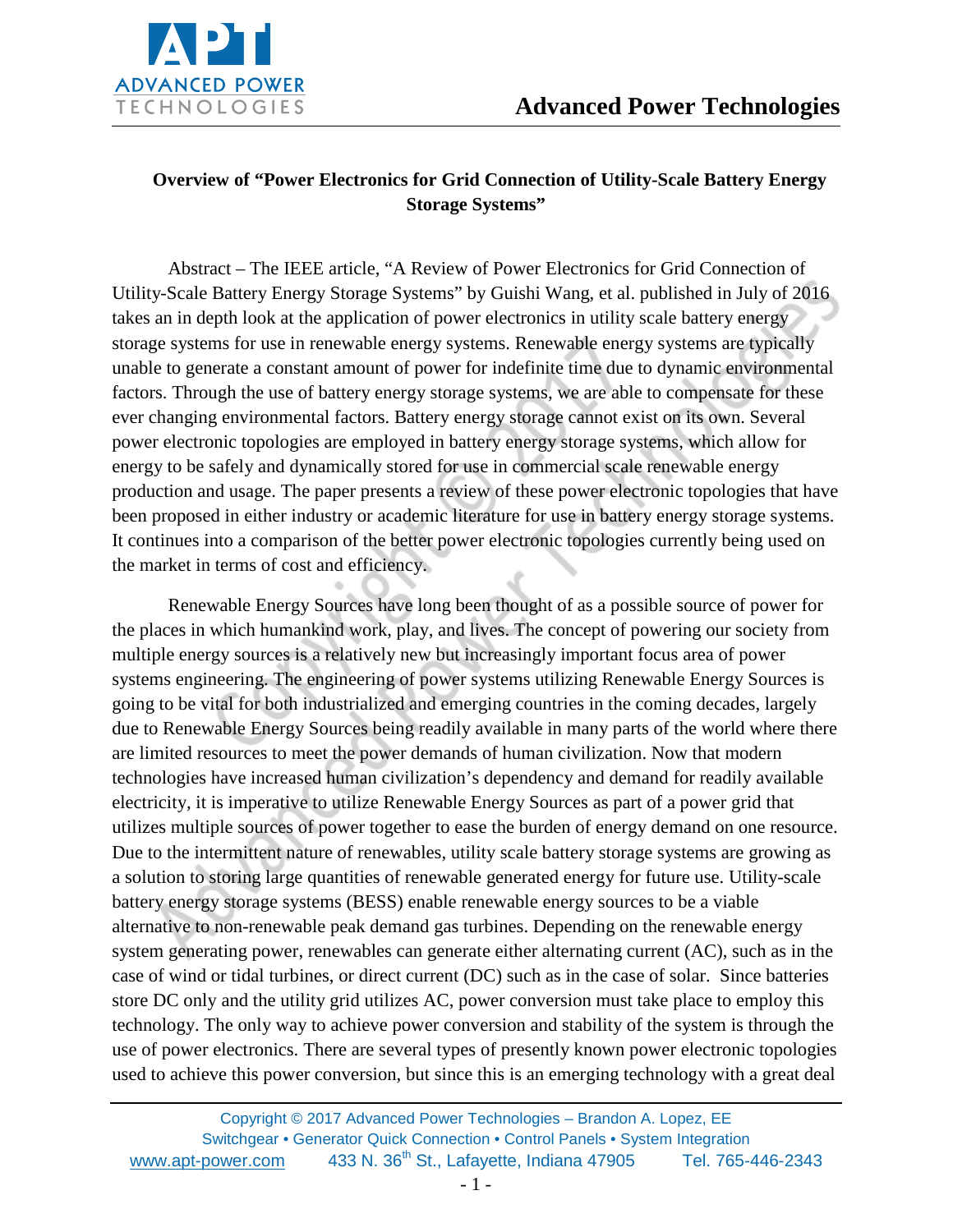## Overview of "Power Electronics for Grid Connection of Utility-Scale Battery Energy Storage Systems"

Abstract – The IEEE article, "A Review of Power Electronics for Grid Connection of Utility-Scale Battery Energy Storage Systems" by Guishi Wang, et al. published in July of 2016 takes an in depth look at the application of power electronics in utility scale battery energy storage systems for use in renewable energy systems. Renewable energy systems are typically unable to generate a constant amount of power for indefinite time due to dynamic environmental factors. Through the use of battery energy storage systems, we are able to compensate for these ever changing environmental factors. Battery energy storage cannot exist on its own. Several power electronic topologies are employed in battery energy storage systems, which allow for energy to be safely and dynamically stored for use in commercial scale renewable energy production and usage. The paper presents a review of these power electronic topologies that have been proposed in either industry or academic literature for use in battery energy storage systems. It continues into a comparison of the better power electronic topologies currently being used on the market in terms of cost and efficiency.

Renewable Energy Sources have long been thought of as a possible source of power for the places in which humankind work, play, and lives. The concept of powering our society from multiple energy sources is a relatively new but increasingly important focus area of power systems engineering. The engineering of power systems utilizing Renewable Energy Sources is going to be vital for both industrialized and emerging countries in the coming decades, largely due to Renewable Energy Sources being readily available in many parts of the world where there are limited resources to meet the power demands of human civilization. Now that modern technologies have increased human civilization's dependency and demand for readily available electricity, it is imperative to utilize Renewable Energy Sources as part of a power grid that utilizes multiple sources of power together to ease the burden of energy demand on one resource. Due to the intermittent nature of renewables, utility scale battery storage systems are growing as a solution to storing large quantities of renewable generated energy for future use. Utility-scale battery energy storage systems (BESS) enable renewable energy sources to be a viable alternative to non-renewable peak demand gas turbines. Depending on the renewable energy system generating power, renewables can generate either alternating current (AC), such as in the case of wind or tidal turbines, or direct current (DC) such as in the case of solar. Since batteries store DC only and the utility grid utilizes AC, power conversion must take place to employ this technology. The only way to achieve power conversion and stability of the system is through the use of power electronics. There are several types of presently known power electronic topologies used to achieve this power conversion, but since this is an emerging technology with a great deal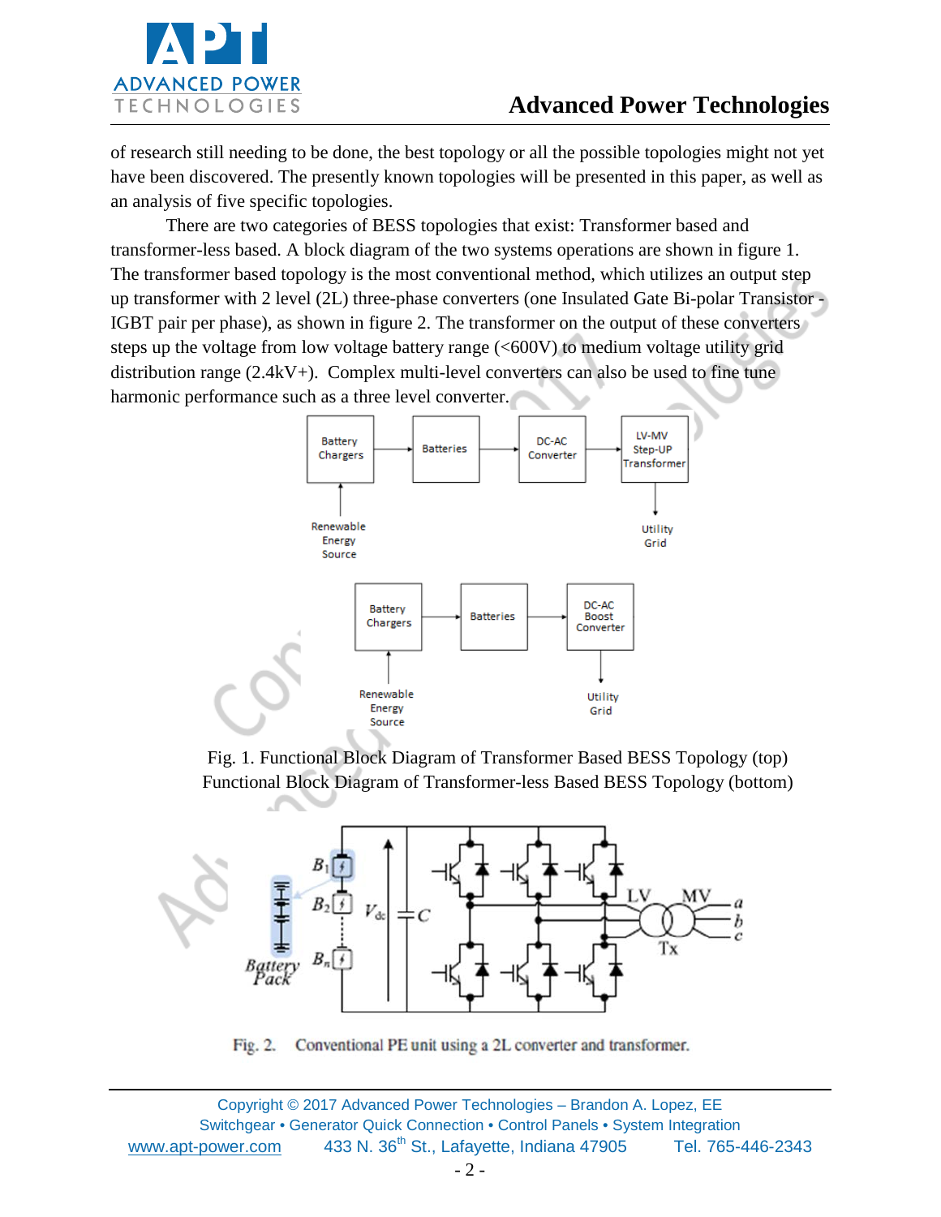of research still needing to be done, the best topology or all the possible topologies might not yet have been discovered. The presently known topologies will be presented in this paper, as well as an analysis of five specific topologies.

There are two categories of BESS topologies that exist: Transformer based and transformer-less based. A block diagram of the two systems operations are shown in figure 1. The transformer based topology is the most conventional method, which utilizes an output step up transformer with 2 level (2L) three-phase converters (one Insulated Gate Bi-polar Transistor - IGBT pair per phase), as shown in figure 2. The transformer on the output of these converters steps up the voltage from low voltage battery range (<600V) to medium voltage utility grid distribution range (2.4kV+). Complex multi-level converters can also be used to fine tune harmonic performance such as a three level converter.

Battery Chargers
Batteries
DC-AC Converter
LV-MV Step-UP Transformer
Renewable Energy Source
Utility Grid

Battery Chargers
Batteries
DC-AC Boost Converter
Renewable Energy Source
Utility Grid

Fig. 1. Functional Block Diagram of Transformer Based BESS Topology (top)
Functional Block Diagram of Transformer-less Based BESS Topology (bottom)

$B_1$
$B_2$
$B_n$
Battery Pack
$V_{dc}$
$C$
LV
MV
Tx
a
b
c

Fig. 2. Conventional PE unit using a 2L converter and transformer.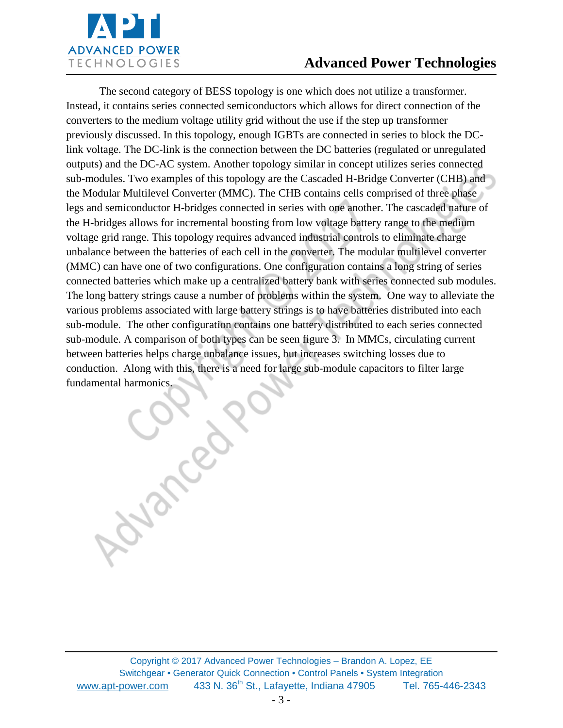The second category of BESS topology is one which does not utilize a transformer. Instead, it contains series connected semiconductors which allows for direct connection of the converters to the medium voltage utility grid without the use if the step up transformer previously discussed. In this topology, enough IGBTs are connected in series to block the DC-link voltage. The DC-link is the connection between the DC batteries (regulated or unregulated outputs) and the DC-AC system. Another topology similar in concept utilizes series connected sub-modules. Two examples of this topology are the Cascaded H-Bridge Converter (CHB) and the Modular Multilevel Converter (MMC). The CHB contains cells comprised of three phase legs and semiconductor H-bridges connected in series with one another. The cascaded nature of the H-bridges allows for incremental boosting from low voltage battery range to the medium voltage grid range. This topology requires advanced industrial controls to eliminate charge unbalance between the batteries of each cell in the converter. The modular multilevel converter (MMC) can have one of two configurations. One configuration contains a long string of series connected batteries which make up a centralized battery bank with series connected sub modules. The long battery strings cause a number of problems within the system. One way to alleviate the various problems associated with large battery strings is to have batteries distributed into each sub-module. The other configuration contains one battery distributed to each series connected sub-module. A comparison of both types can be seen figure 3. In MMCs, circulating current between batteries helps charge unbalance issues, but increases switching losses due to conduction. Along with this, there is a need for large sub-module capacitors to filter large fundamental harmonics.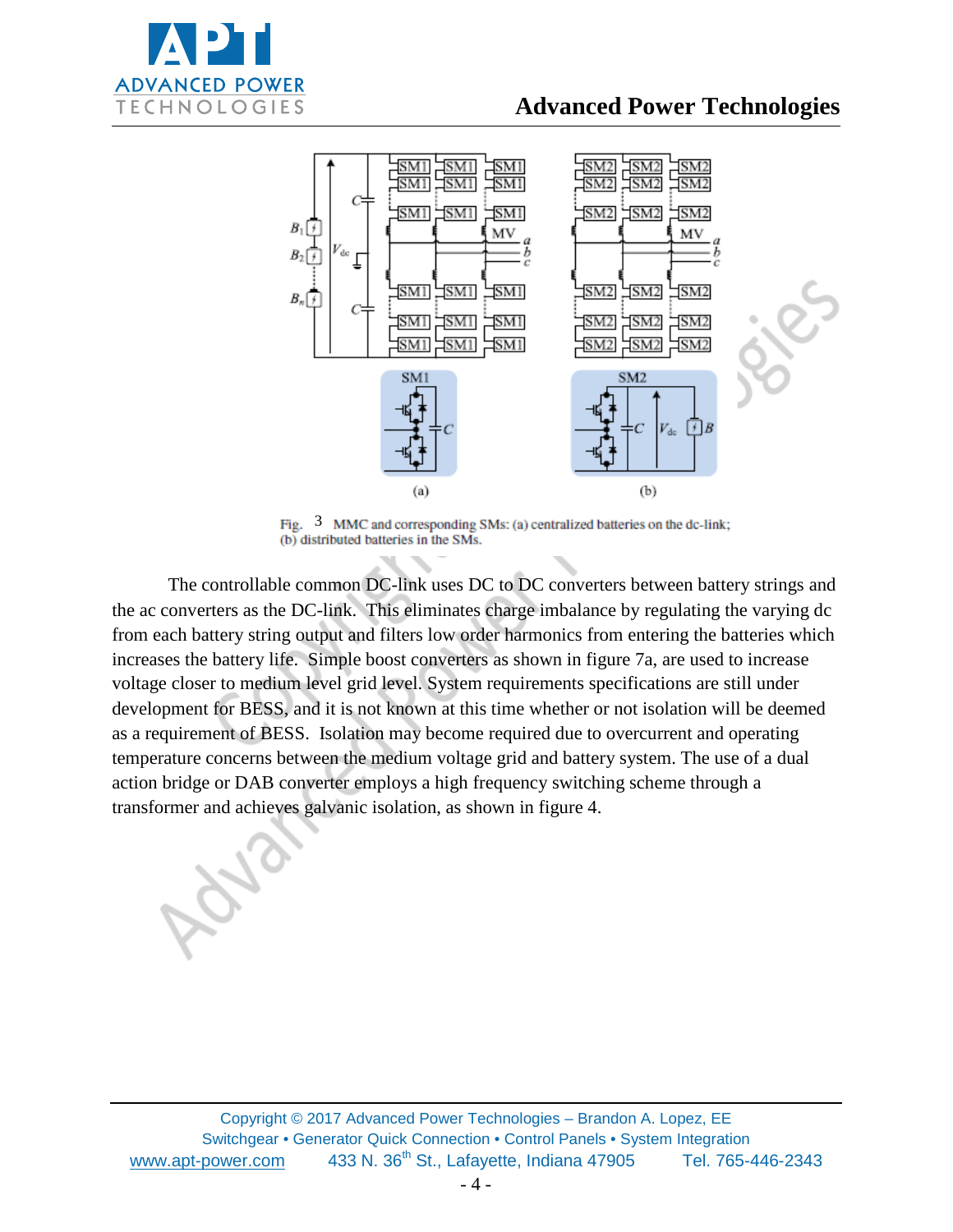Fig. 3 MMC and corresponding SMs: (a) centralized batteries on the dc-link; (b) distributed batteries in the SMs.

The controllable common DC-link uses DC to DC converters between battery strings and the ac converters as the DC-link. This eliminates charge imbalance by regulating the varying dc from each battery string output and filters low order harmonics from entering the batteries which increases the battery life. Simple boost converters as shown in figure 7a, are used to increase voltage closer to medium level grid level. System requirements specifications are still under development for BESS, and it is not known at this time whether or not isolation will be deemed as a requirement of BESS. Isolation may become required due to overcurrent and operating temperature concerns between the medium voltage grid and battery system. The use of a dual action bridge or DAB converter employs a high frequency switching scheme through a transformer and achieves galvanic isolation, as shown in figure 4.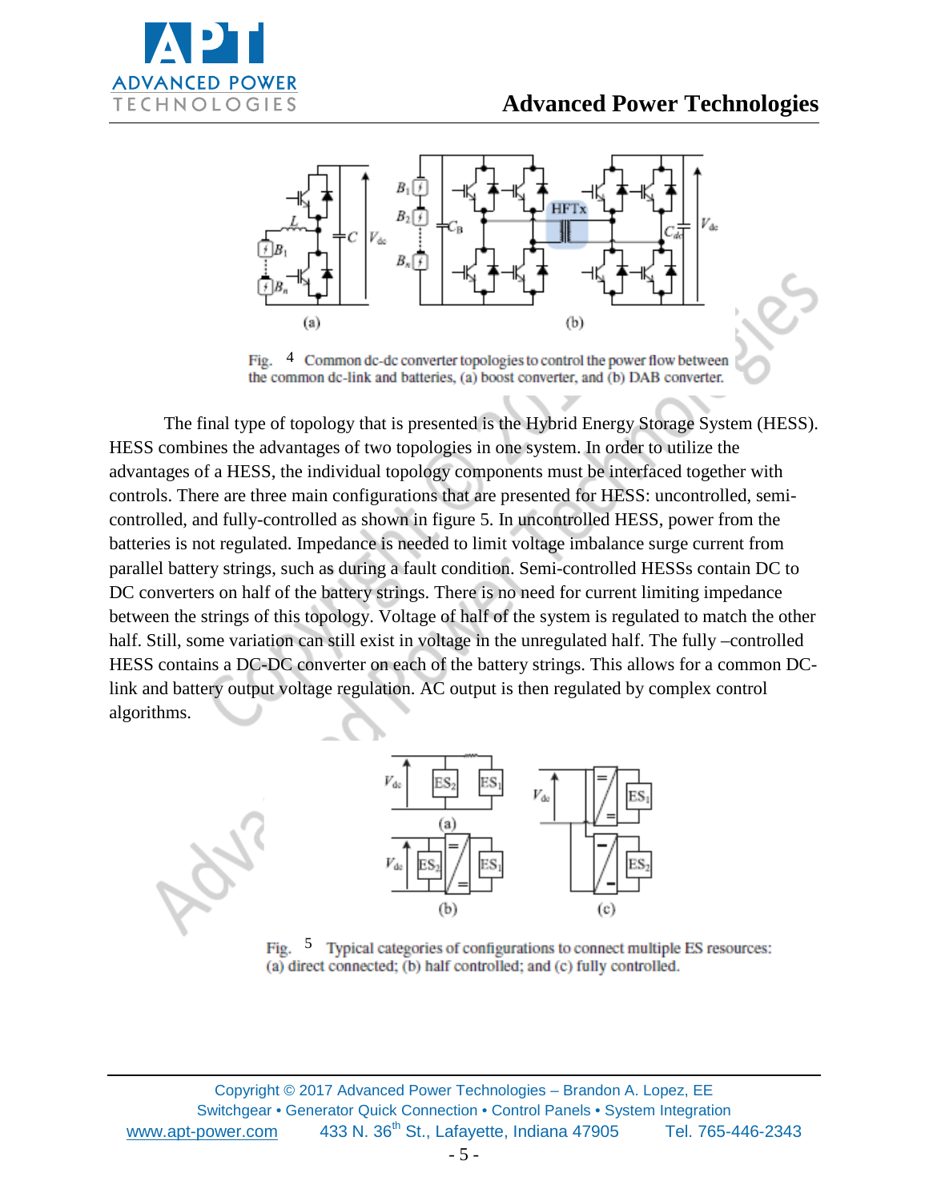Fig. 4 Common dc-dc converter topologies to control the power flow between the common dc-link and batteries, (a) boost converter, and (b) DAB converter.

The final type of topology that is presented is the Hybrid Energy Storage System (HESS). HESS combines the advantages of two topologies in one system. In order to utilize the advantages of a HESS, the individual topology components must be interfaced together with controls. There are three main configurations that are presented for HESS: uncontrolled, semi-controlled, and fully-controlled as shown in figure 5. In uncontrolled HESS, power from the batteries is not regulated. Impedance is needed to limit voltage imbalance surge current from parallel battery strings, such as during a fault condition. Semi-controlled HESSs contain DC to DC converters on half of the battery strings. There is no need for current limiting impedance between the strings of this topology. Voltage of half of the system is regulated to match the other half. Still, some variation can still exist in voltage in the unregulated half. The fully –controlled HESS contains a DC-DC converter on each of the battery strings. This allows for a common DC-link and battery output voltage regulation. AC output is then regulated by complex control algorithms.

Fig. 5 Typical categories of configurations to connect multiple ES resources: (a) direct connected; (b) half controlled; and (c) fully controlled.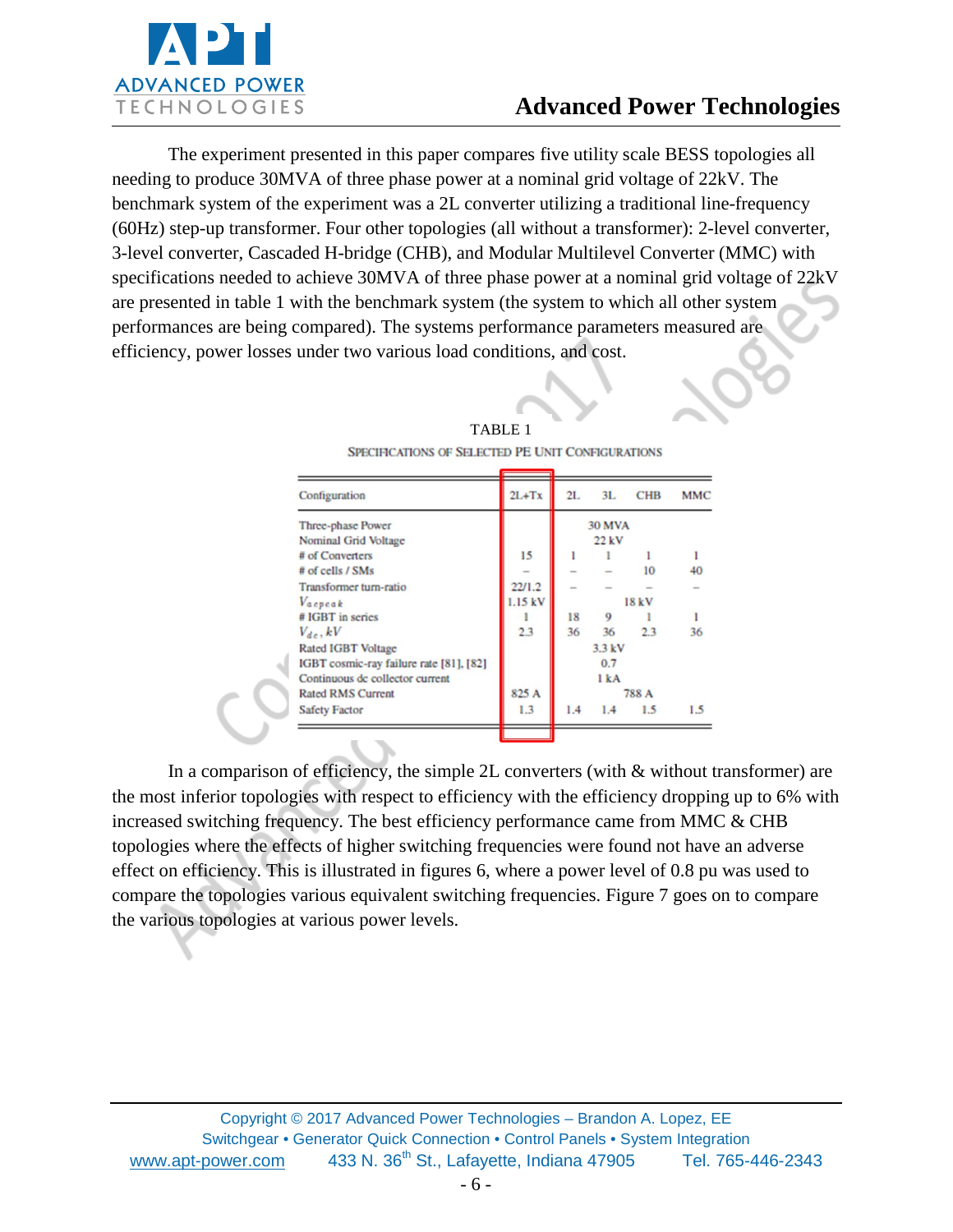The experiment presented in this paper compares five utility scale BESS topologies all needing to produce 30MVA of three phase power at a nominal grid voltage of 22kV. The benchmark system of the experiment was a 2L converter utilizing a traditional line-frequency (60Hz) step-up transformer. Four other topologies (all without a transformer): 2-level converter, 3-level converter, Cascaded H-bridge (CHB), and Modular Multilevel Converter (MMC) with specifications needed to achieve 30MVA of three phase power at a nominal grid voltage of 22kV are presented in table 1 with the benchmark system (the system to which all other system performances are being compared). The systems performance parameters measured are efficiency, power losses under two various load conditions, and cost.

TABLE 1

SPECIFICATIONS OF SELECTED PE UNIT CONFIGURATIONS

| Configuration | 2L+Tx | 2L | 3L | CHB | MMC |
|---|---|---|---|---|---|
| Three-phase Power | | | 30 MVA | | |
| Nominal Grid Voltage | | | 22 kV | | |
| # of Converters | 15 | 1 | 1 | 1 | 1 |
| # of cells / SMs | – | – | – | 10 | 40 |
| Transformer turn-ratio | 22/1.2 | – | – | – | – |
| $V_{acpeak}$ | 1.15 kV | | | 18 kV | |
| # IGBT in series | 1 | 18 | 9 | 1 | 1 |
| $V_{dc}$, $kV$ | 2.3 | 36 | 36 | 2.3 | 36 |
| Rated IGBT Voltage | | | 3.3 kV | | |
| IGBT cosmic-ray failure rate [81], [82] | | | 0.7 | | |
| Continuous dc collector current | | | 1 kA | | |
| Rated RMS Current | 825 A | | | 788 A | |
| Safety Factor | 1.3 | 1.4 | 1.4 | 1.5 | 1.5 |

In a comparison of efficiency, the simple 2L converters (with & without transformer) are the most inferior topologies with respect to efficiency with the efficiency dropping up to 6% with increased switching frequency. The best efficiency performance came from MMC & CHB topologies where the effects of higher switching frequencies were found not have an adverse effect on efficiency. This is illustrated in figures 6, where a power level of 0.8 pu was used to compare the topologies various equivalent switching frequencies. Figure 7 goes on to compare the various topologies at various power levels.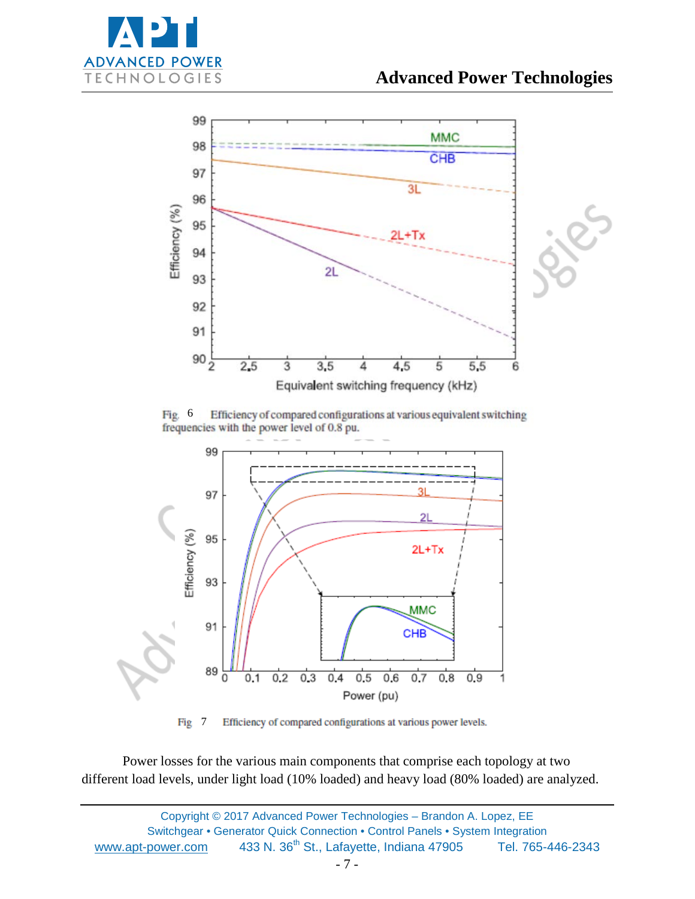99
98
97
96
95
94
93
92
91
90

MMC

CHB

3L

2L+Tx

2L

Efficiency (%)

2 2.5 3 3.5 4 4.5 5 5.5 6

Equivalent switching frequency (kHz)

Fig. 6 Efficiency of compared configurations at various equivalent switching frequencies with the power level of 0.8 pu.

99
97
95
93
91
89

3L

2L

2L+Tx

MMC

CHB

Efficiency (%)

0 0.1 0.2 0.3 0.4 0.5 0.6 0.7 0.8 0.9 1

Power (pu)

Fig. 7 Efficiency of compared configurations at various power levels.

Power losses for the various main components that comprise each topology at two different load levels, under light load (10% loaded) and heavy load (80% loaded) are analyzed.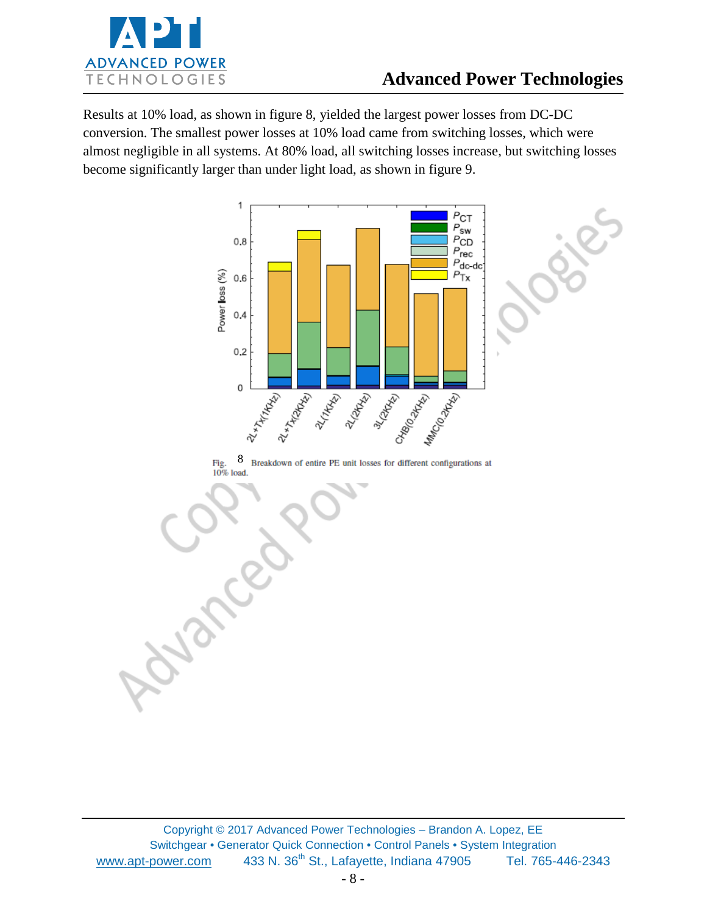Results at 10% load, as shown in figure 8, yielded the largest power losses from DC-DC conversion. The smallest power losses at 10% load came from switching losses, which were almost negligible in all systems. At 80% load, all switching losses increase, but switching losses become significantly larger than under light load, as shown in figure 9.

Power loss (%)

1
0.8
0.6
0.4
0.2
0

$P_{CT}$
$P_{sw}$
$P_{CD}$
$P_{rec}$
$P_{dc\text{-}dc}$
$P_{Tx}$

2L+Tx(1KHz)
2L+Tx(2KHz)
2L(1KHz)
2L(2KHz)
3L(2KHz)
CHB(0.2KHz)
MMC(0.2KHz)

Fig. 8 Breakdown of entire PE unit losses for different configurations at 10% load.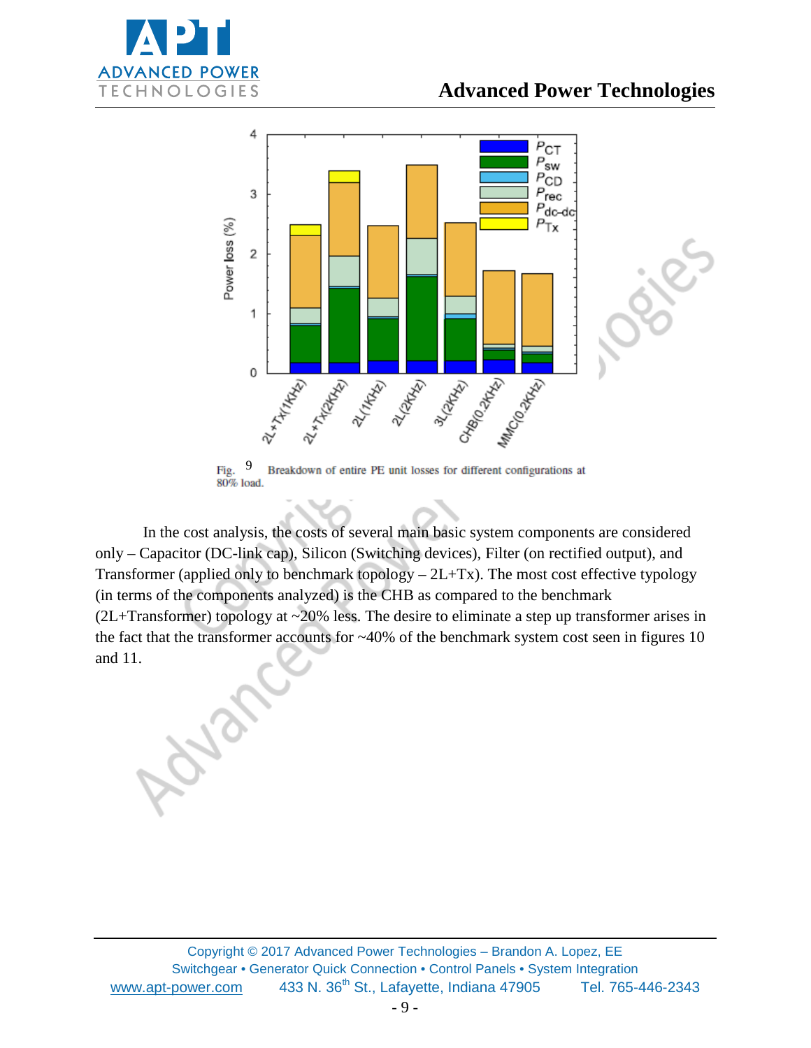4

3

2

1

0

Power loss (%)

$P_{CT}$

$P_{sw}$

$P_{CD}$

$P_{rec}$

$P_{dc\text{-}dc}$

$P_{Tx}$

2L+Tx(1KHz)

2L+Tx(2KHz)

2L(1KHz)

2L(2KHz)

3L(2KHz)

CHB(0.2KHz)

MMC(0.2KHz)

Fig. 9 Breakdown of entire PE unit losses for different configurations at 80% load.

In the cost analysis, the costs of several main basic system components are considered only – Capacitor (DC-link cap), Silicon (Switching devices), Filter (on rectified output), and Transformer (applied only to benchmark topology – 2L+Tx). The most cost effective typology (in terms of the components analyzed) is the CHB as compared to the benchmark (2L+Transformer) topology at ~20% less. The desire to eliminate a step up transformer arises in the fact that the transformer accounts for ~40% of the benchmark system cost seen in figures 10 and 11.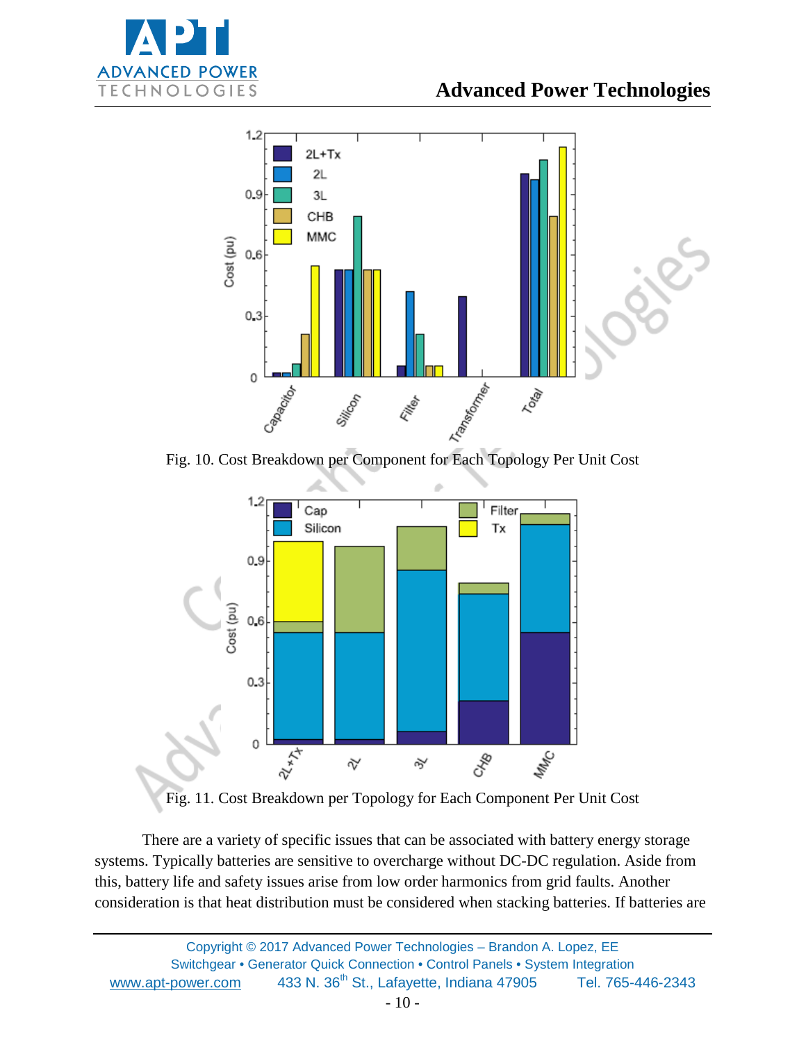Cost (pu)

1.2
0.9
0.6
0.3
0

2L+Tx
2L
3L
CHB
MMC

Capacitor
Silicon
Filter
Transformer
Total

Fig. 10. Cost Breakdown per Component for Each Topology Per Unit Cost

Cost (pu)

1.2
0.9
0.6
0.3
0

Cap
Silicon
Filter
Tx

2L+Tx
2L
3L
CHB
MMC

Fig. 11. Cost Breakdown per Topology for Each Component Per Unit Cost

There are a variety of specific issues that can be associated with battery energy storage systems. Typically batteries are sensitive to overcharge without DC-DC regulation. Aside from this, battery life and safety issues arise from low order harmonics from grid faults. Another consideration is that heat distribution must be considered when stacking batteries. If batteries are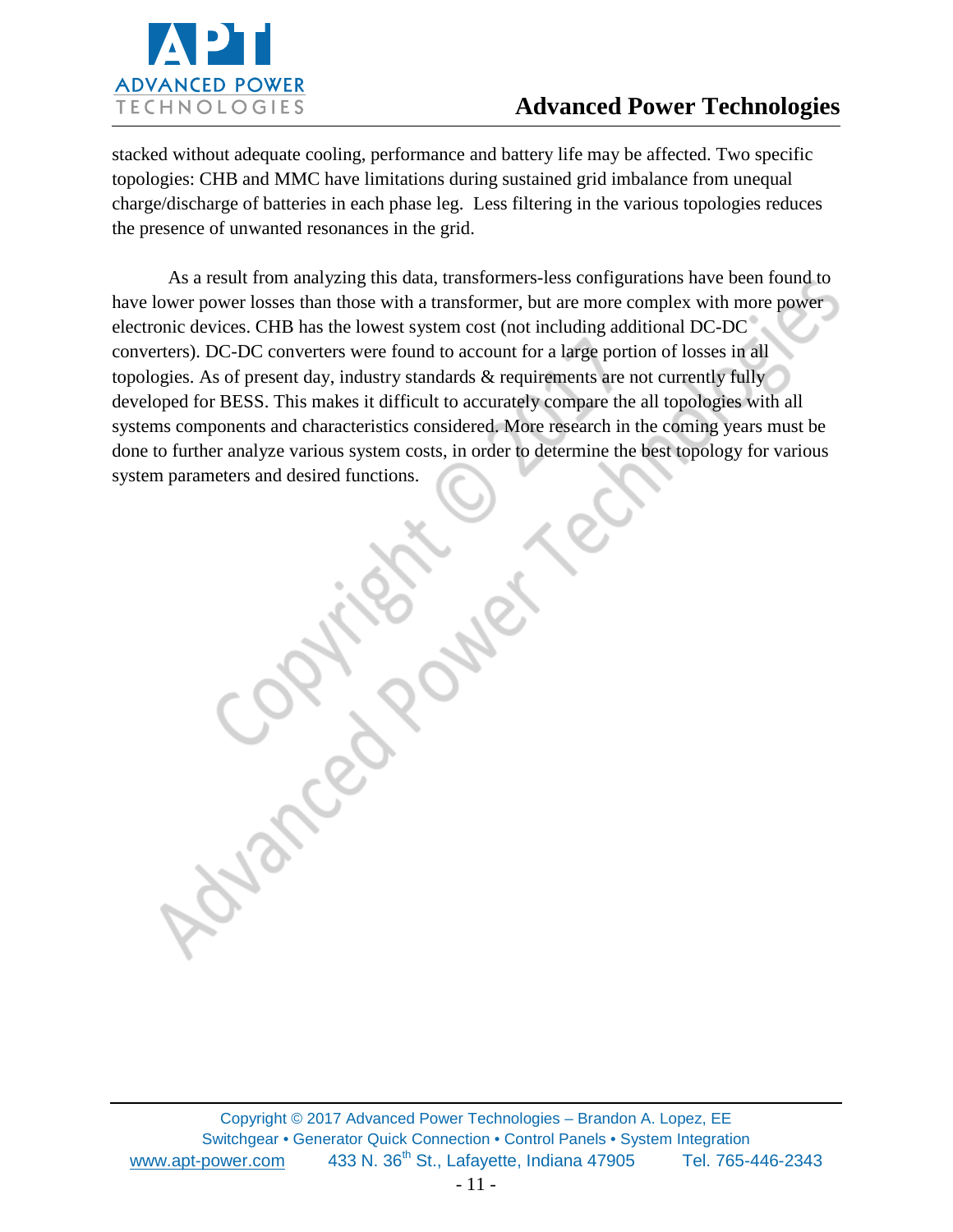stacked without adequate cooling, performance and battery life may be affected. Two specific topologies: CHB and MMC have limitations during sustained grid imbalance from unequal charge/discharge of batteries in each phase leg. Less filtering in the various topologies reduces the presence of unwanted resonances in the grid.

As a result from analyzing this data, transformers-less configurations have been found to have lower power losses than those with a transformer, but are more complex with more power electronic devices. CHB has the lowest system cost (not including additional DC-DC converters). DC-DC converters were found to account for a large portion of losses in all topologies. As of present day, industry standards & requirements are not currently fully developed for BESS. This makes it difficult to accurately compare the all topologies with all systems components and characteristics considered. More research in the coming years must be done to further analyze various system costs, in order to determine the best topology for various system parameters and desired functions.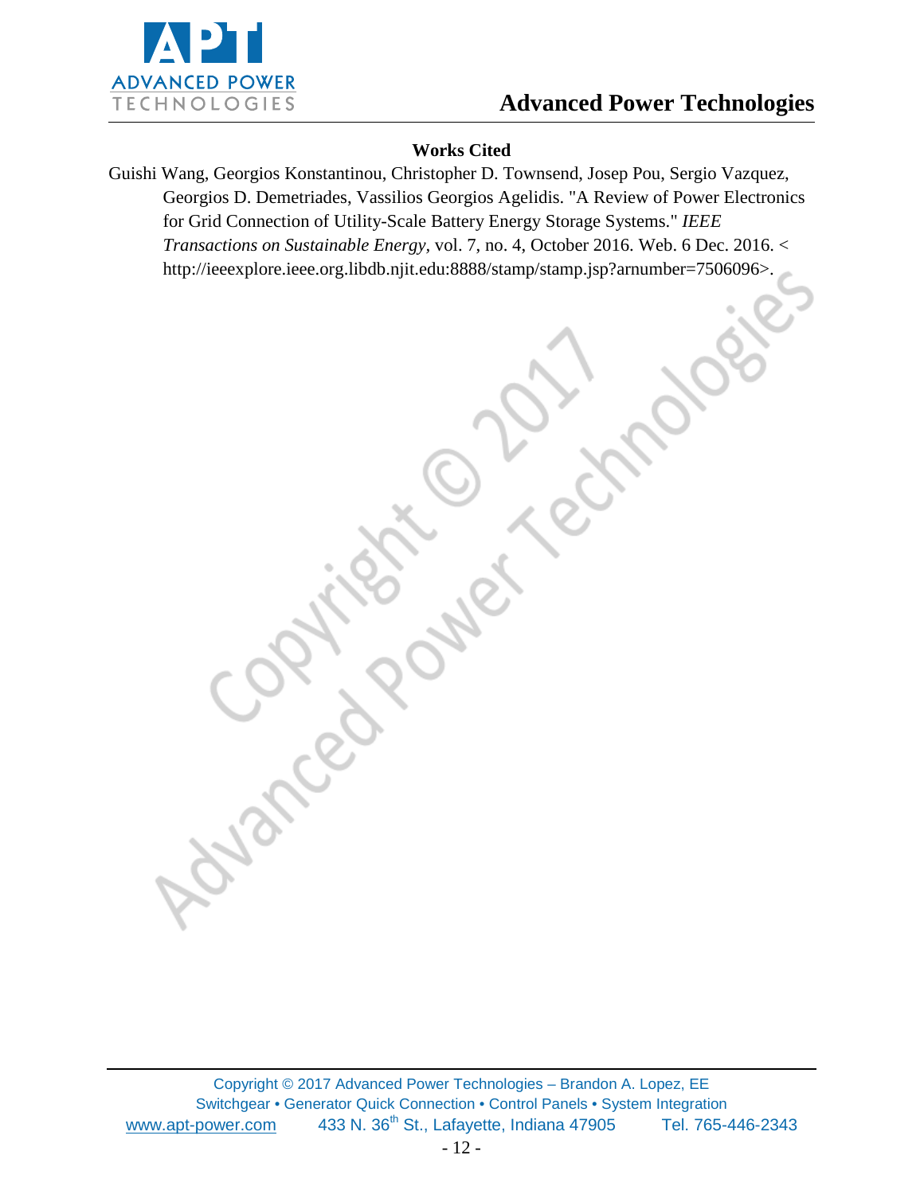## Works Cited

Guishi Wang, Georgios Konstantinou, Christopher D. Townsend, Josep Pou, Sergio Vazquez, Georgios D. Demetriades, Vassilios Georgios Agelidis. "A Review of Power Electronics for Grid Connection of Utility-Scale Battery Energy Storage Systems." *IEEE Transactions on Sustainable Energy*, vol. 7, no. 4, October 2016. Web. 6 Dec. 2016. < http://ieeexplore.ieee.org.libdb.njit.edu:8888/stamp/stamp.jsp?arnumber=7506096>.